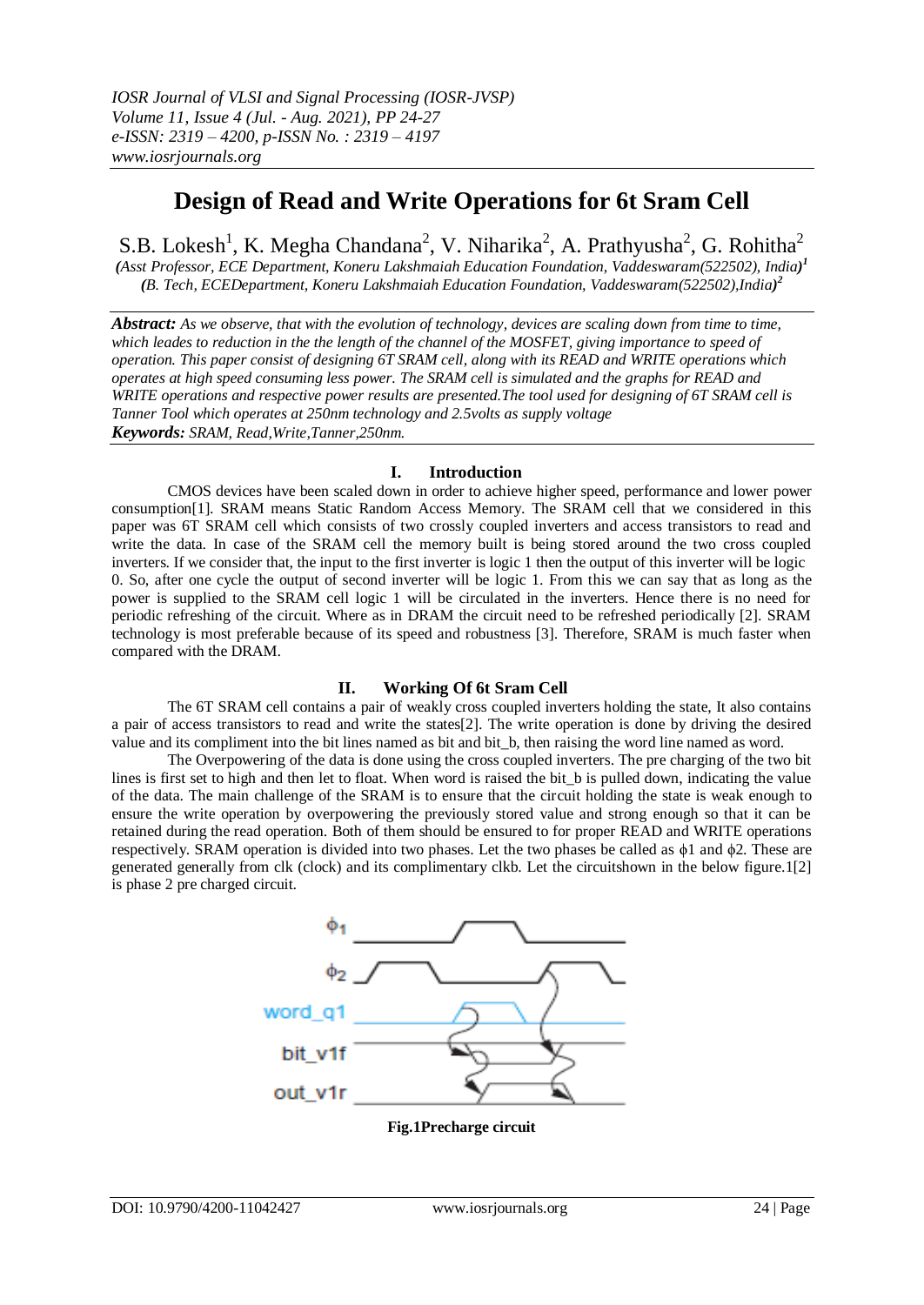# Design of Read and Write Operations for 6t Sram Cell

S.B. Lokesh[1], K. Megha Chandana[2], V. Niharika[2], A. Prathyusha[2], G. Rohitha[2]

*(Asst Professor, ECE Department, Koneru Lakshmaiah Education Foundation, Vaddeswaram(522502), India)[1]*
*(B. Tech, ECEDepartment, Koneru Lakshmaiah Education Foundation, Vaddeswaram(522502),India)[2]*

***Abstract:*** *As we observe, that with the evolution of technology, devices are scaling down from time to time, which leades to reduction in the the length of the channel of the MOSFET, giving importance to speed of operation. This paper consist of designing 6T SRAM cell, along with its READ and WRITE operations which operates at high speed consuming less power. The SRAM cell is simulated and the graphs for READ and WRITE operations and respective power results are presented.The tool used for designing of 6T SRAM cell is Tanner Tool which operates at 250nm technology and 2.5volts as supply voltage*

***Keywords:*** *SRAM, Read,Write,Tanner,250nm.*

## I. Introduction

CMOS devices have been scaled down in order to achieve higher speed, performance and lower power consumption[1]. SRAM means Static Random Access Memory. The SRAM cell that we considered in this paper was 6T SRAM cell which consists of two crossly coupled inverters and access transistors to read and write the data. In case of the SRAM cell the memory built is being stored around the two cross coupled inverters. If we consider that, the input to the first inverter is logic 1 then the output of this inverter will be logic 0. So, after one cycle the output of second inverter will be logic 1. From this we can say that as long as the power is supplied to the SRAM cell logic 1 will be circulated in the inverters. Hence there is no need for periodic refreshing of the circuit. Where as in DRAM the circuit need to be refreshed periodically [2]. SRAM technology is most preferable because of its speed and robustness [3]. Therefore, SRAM is much faster when compared with the DRAM.

## II. Working Of 6t Sram Cell

The 6T SRAM cell contains a pair of weakly cross coupled inverters holding the state, It also contains a pair of access transistors to read and write the states[2]. The write operation is done by driving the desired value and its compliment into the bit lines named as bit and bit_b, then raising the word line named as word.

The Overpowering of the data is done using the cross coupled inverters. The pre charging of the two bit lines is first set to high and then let to float. When word is raised the bit_b is pulled down, indicating the value of the data. The main challenge of the SRAM is to ensure that the circuit holding the state is weak enough to ensure the write operation by overpowering the previously stored value and strong enough so that it can be retained during the read operation. Both of them should be ensured to for proper READ and WRITE operations respectively. SRAM operation is divided into two phases. Let the two phases be called as $\phi 1$ and $\phi 2$. These are generated generally from clk (clock) and its complimentary clkb. Let the circuitshown in the below figure.1[2] is phase 2 pre charged circuit.

**Fig.1Precharge circuit**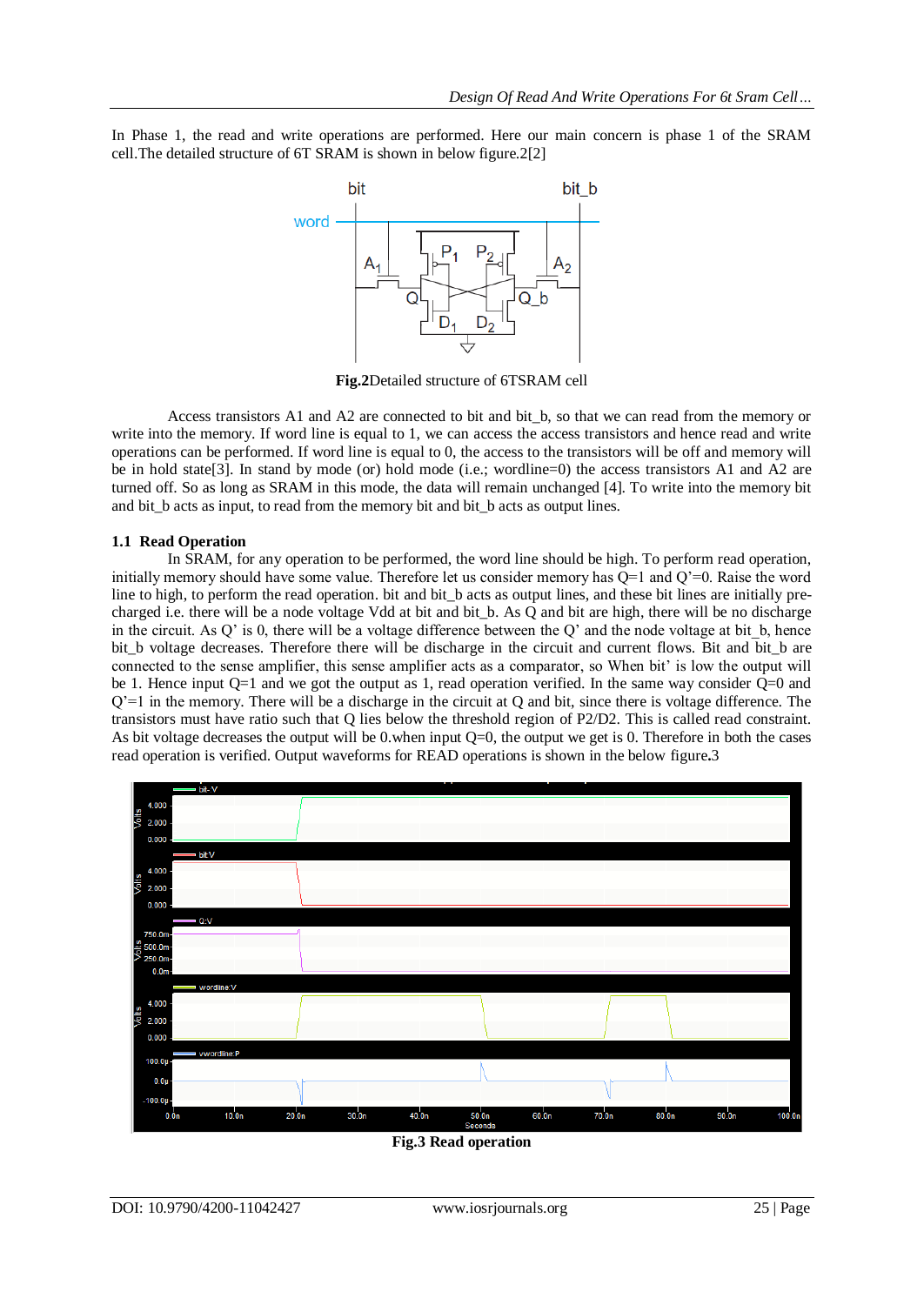In Phase 1, the read and write operations are performed. Here our main concern is phase 1 of the SRAM cell.The detailed structure of 6T SRAM is shown in below figure.2[2]

**Fig.2**Detailed structure of 6TSRAM cell

Access transistors A1 and A2 are connected to bit and bit_b, so that we can read from the memory or write into the memory. If word line is equal to 1, we can access the access transistors and hence read and write operations can be performed. If word line is equal to 0, the access to the transistors will be off and memory will be in hold state[3]. In stand by mode (or) hold mode (i.e.; wordline=0) the access transistors A1 and A2 are turned off. So as long as SRAM in this mode, the data will remain unchanged [4]. To write into the memory bit and bit_b acts as input, to read from the memory bit and bit_b acts as output lines.

### 1.1 Read Operation

In SRAM, for any operation to be performed, the word line should be high. To perform read operation, initially memory should have some value. Therefore let us consider memory has Q=1 and Q'=0. Raise the word line to high, to perform the read operation. bit and bit_b acts as output lines, and these bit lines are initially pre-charged i.e. there will be a node voltage Vdd at bit and bit_b. As Q and bit are high, there will be no discharge in the circuit. As Q' is 0, there will be a voltage difference between the Q' and the node voltage at bit_b, hence bit_b voltage decreases. Therefore there will be discharge in the circuit and current flows. Bit and bit_b are connected to the sense amplifier, this sense amplifier acts as a comparator, so When bit' is low the output will be 1. Hence input Q=1 and we got the output as 1, read operation verified. In the same way consider Q=0 and Q'=1 in the memory. There will be a discharge in the circuit at Q and bit, since there is voltage difference. The transistors must have ratio such that Q lies below the threshold region of P2/D2. This is called read constraint. As bit voltage decreases the output will be 0.when input Q=0, the output we get is 0. Therefore in both the cases read operation is verified. Output waveforms for READ operations is shown in the below figure**.**3

**Fig.3 Read operation**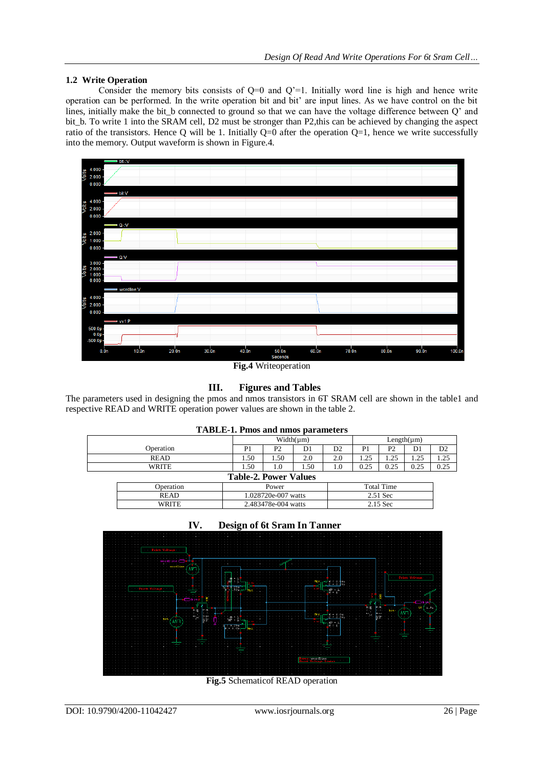### 1.2 Write Operation

Consider the memory bits consists of Q=0 and Q'=1. Initially word line is high and hence write operation can be performed. In the write operation bit and bit' are input lines. As we have control on the bit lines, initially make the bit_b connected to ground so that we can have the voltage difference between Q' and bit_b. To write 1 into the SRAM cell, D2 must be stronger than P2,this can be achieved by changing the aspect ratio of the transistors. Hence Q will be 1. Initially Q=0 after the operation Q=1, hence we write successfully into the memory. Output waveform is shown in Figure.4.

**Fig.4** Writeoperation

## III. Figures and Tables

The parameters used in designing the pmos and nmos transistors in 6T SRAM cell are shown in the table1 and respective READ and WRITE operation power values are shown in the table 2.

**TABLE-1. Pmos and nmos parameters**

| Operation | Width(μm) | | | | Length(μm) | | | |
|---|---|---|---|---|---|---|---|---|
| | P1 | P2 | D1 | D2 | P1 | P2 | D1 | D2 |
| READ | 1.50 | 1.50 | 2.0 | 2.0 | 1.25 | 1.25 | 1.25 | 1.25 |
| WRITE | 1.50 | 1.0 | 1.50 | 1.0 | 0.25 | 0.25 | 0.25 | 0.25 |

**Table-2. Power Values**

| Operation | Power | Total Time |
|---|---|---|
| READ | 1.028720e-007 watts | 2.51 Sec |
| WRITE | 2.483478e-004 watts | 2.15 Sec |

## IV. Design of 6t Sram In Tanner

**Fig.5** Schematicof READ operation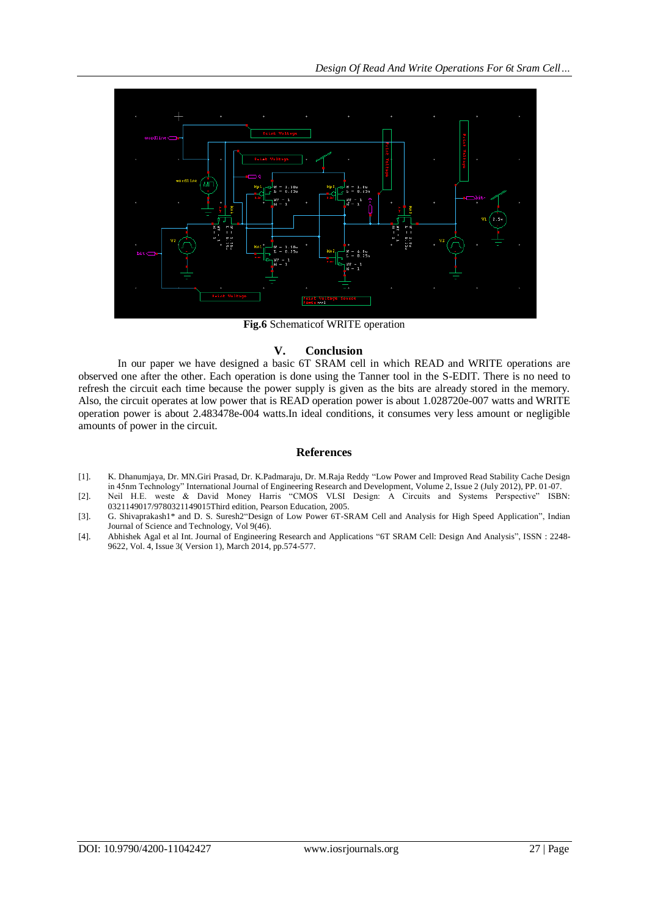**Fig.6** Schematicof WRITE operation

## V. Conclusion

In our paper we have designed a basic 6T SRAM cell in which READ and WRITE operations are observed one after the other. Each operation is done using the Tanner tool in the S-EDIT. There is no need to refresh the circuit each time because the power supply is given as the bits are already stored in the memory. Also, the circuit operates at low power that is READ operation power is about 1.028720e-007 watts and WRITE operation power is about 2.483478e-004 watts.In ideal conditions, it consumes very less amount or negligible amounts of power in the circuit.

## References

[1]. K. Dhanumjaya, Dr. MN.Giri Prasad, Dr. K.Padmaraju, Dr. M.Raja Reddy "Low Power and Improved Read Stability Cache Design in 45nm Technology" International Journal of Engineering Research and Development, Volume 2, Issue 2 (July 2012), PP. 01-07.

[2]. Neil H.E. weste & David Money Harris "CMOS VLSI Design: A Circuits and Systems Perspective" ISBN: 0321149017/9780321149015Third edition, Pearson Education, 2005.

[3]. G. Shivaprakash1* and D. S. Suresh2"Design of Low Power 6T-SRAM Cell and Analysis for High Speed Application", Indian Journal of Science and Technology, Vol 9(46).

[4]. Abhishek Agal et al Int. Journal of Engineering Research and Applications "6T SRAM Cell: Design And Analysis", ISSN : 2248-9622, Vol. 4, Issue 3( Version 1), March 2014, pp.574-577.